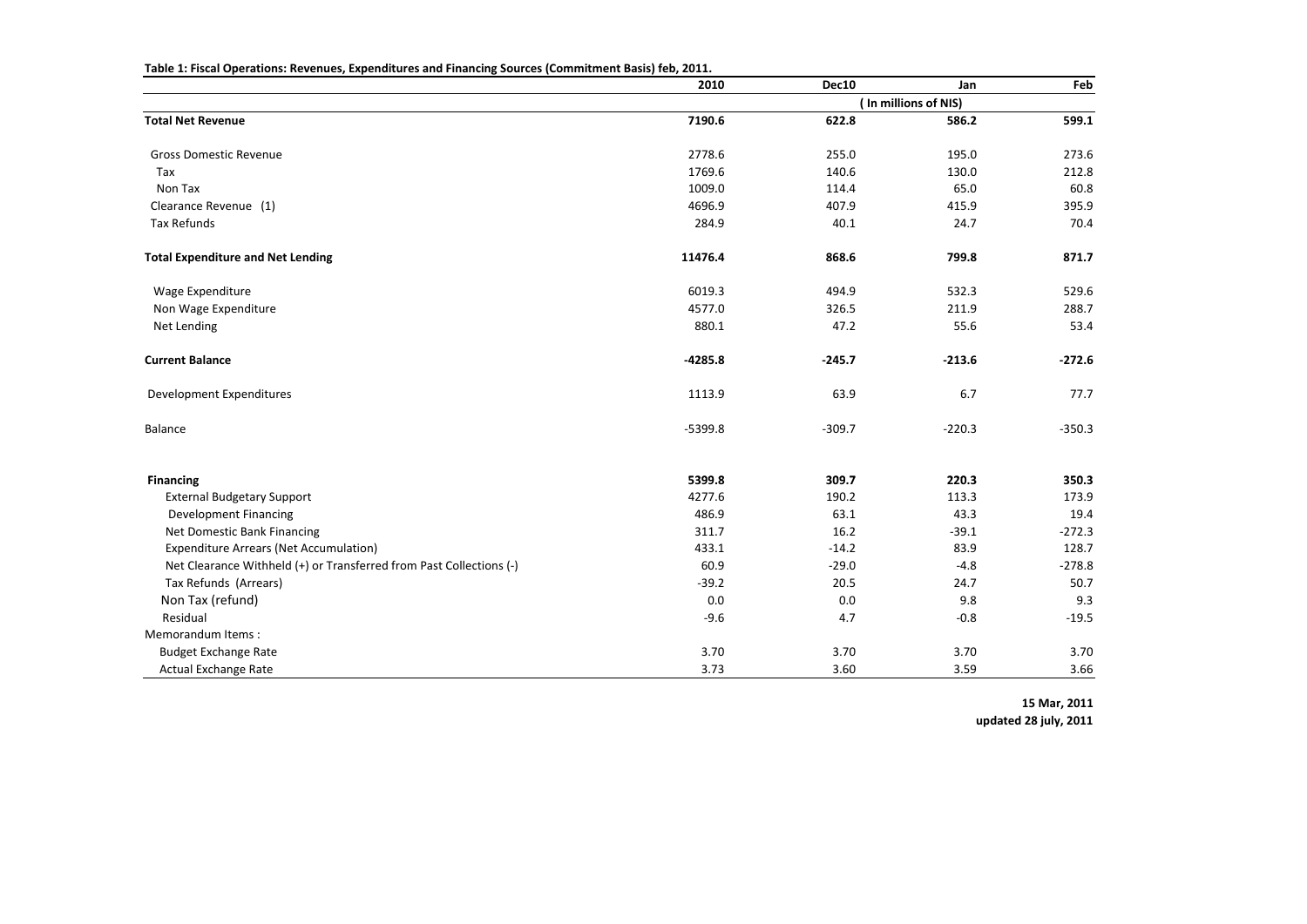**Table 1: Fiscal Operations: Revenues, Expenditures and Financing Sources (Commitment Basis) feb, 2011.**

| | 2010 | Dec10 | Jan | Feb |
|---|---|---|---|---|
| | | ( In millions of NIS) | | |
| **Total Net Revenue** | **7190.6** | **622.8** | **586.2** | **599.1** |
| Gross Domestic Revenue | 2778.6 | 255.0 | 195.0 | 273.6 |
| Tax | 1769.6 | 140.6 | 130.0 | 212.8 |
| Non Tax | 1009.0 | 114.4 | 65.0 | 60.8 |
| Clearance Revenue (1) | 4696.9 | 407.9 | 415.9 | 395.9 |
| Tax Refunds | 284.9 | 40.1 | 24.7 | 70.4 |
| **Total Expenditure and Net Lending** | **11476.4** | **868.6** | **799.8** | **871.7** |
| Wage Expenditure | 6019.3 | 494.9 | 532.3 | 529.6 |
| Non Wage Expenditure | 4577.0 | 326.5 | 211.9 | 288.7 |
| Net Lending | 880.1 | 47.2 | 55.6 | 53.4 |
| **Current Balance** | **-4285.8** | **-245.7** | **-213.6** | **-272.6** |
| Development Expenditures | 1113.9 | 63.9 | 6.7 | 77.7 |
| Balance | -5399.8 | -309.7 | -220.3 | -350.3 |
| **Financing** | **5399.8** | **309.7** | **220.3** | **350.3** |
| External Budgetary Support | 4277.6 | 190.2 | 113.3 | 173.9 |
| Development Financing | 486.9 | 63.1 | 43.3 | 19.4 |
| Net Domestic Bank Financing | 311.7 | 16.2 | -39.1 | -272.3 |
| Expenditure Arrears (Net Accumulation) | 433.1 | -14.2 | 83.9 | 128.7 |
| Net Clearance Withheld (+) or Transferred from Past Collections (-) | 60.9 | -29.0 | -4.8 | -278.8 |
| Tax Refunds (Arrears) | -39.2 | 20.5 | 24.7 | 50.7 |
| Non Tax (refund) | 0.0 | 0.0 | 9.8 | 9.3 |
| Residual | -9.6 | 4.7 | -0.8 | -19.5 |
| Memorandum Items : | | | | |
| Budget Exchange Rate | 3.70 | 3.70 | 3.70 | 3.70 |
| Actual Exchange Rate | 3.73 | 3.60 | 3.59 | 3.66 |

**15 Mar, 2011**
**updated 28 july, 2011**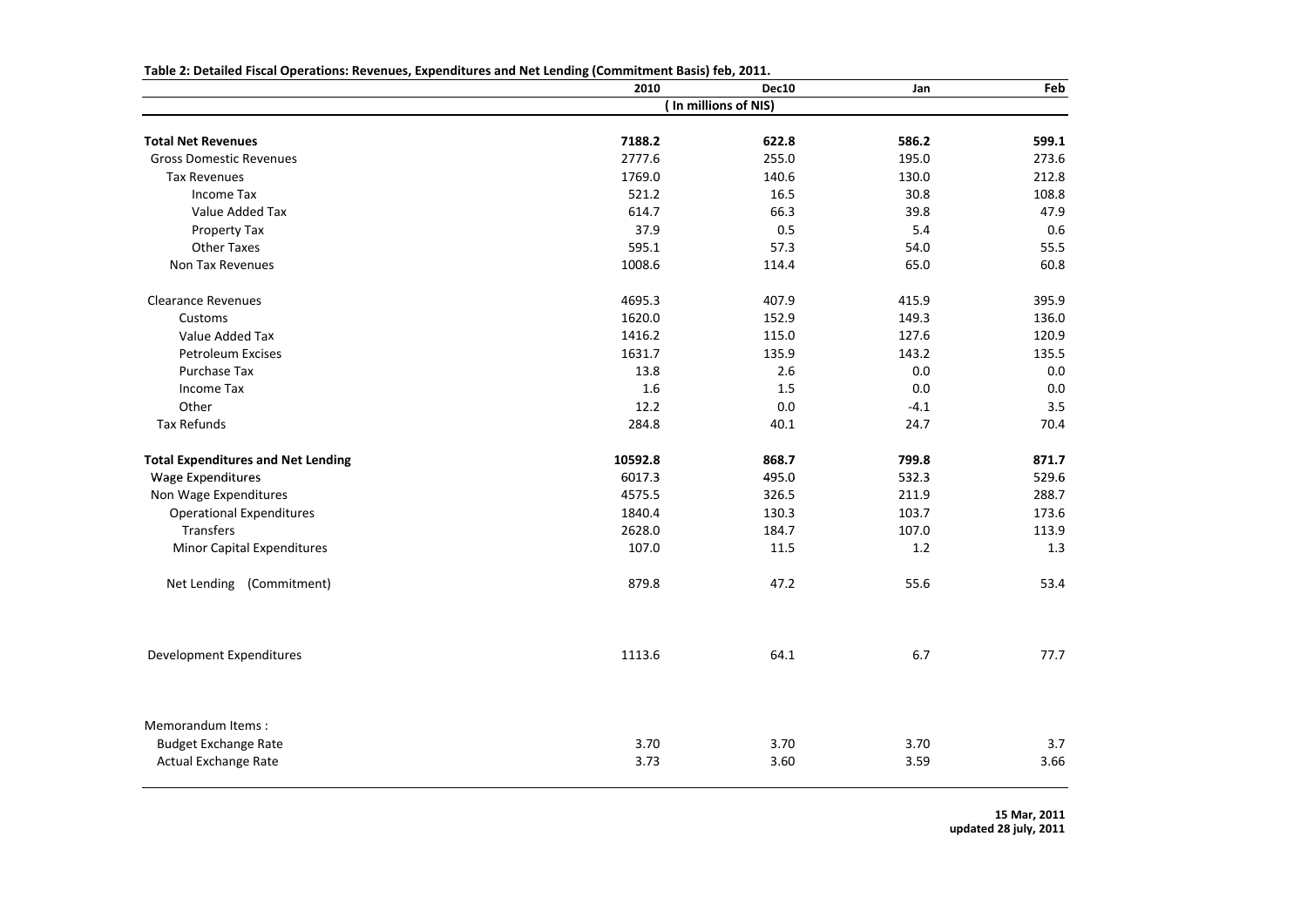**Table 2: Detailed Fiscal Operations: Revenues, Expenditures and Net Lending (Commitment Basis) feb, 2011.**

| | 2010 | Dec10 | Jan | Feb |
|---|---|---|---|---|
| | | ( In millions of NIS) | | |
| **Total Net Revenues** | **7188.2** | **622.8** | **586.2** | **599.1** |
| Gross Domestic Revenues | 2777.6 | 255.0 | 195.0 | 273.6 |
| Tax Revenues | 1769.0 | 140.6 | 130.0 | 212.8 |
| Income Tax | 521.2 | 16.5 | 30.8 | 108.8 |
| Value Added Tax | 614.7 | 66.3 | 39.8 | 47.9 |
| Property Tax | 37.9 | 0.5 | 5.4 | 0.6 |
| Other Taxes | 595.1 | 57.3 | 54.0 | 55.5 |
| Non Tax Revenues | 1008.6 | 114.4 | 65.0 | 60.8 |
| Clearance Revenues | 4695.3 | 407.9 | 415.9 | 395.9 |
| Customs | 1620.0 | 152.9 | 149.3 | 136.0 |
| Value Added Tax | 1416.2 | 115.0 | 127.6 | 120.9 |
| Petroleum Excises | 1631.7 | 135.9 | 143.2 | 135.5 |
| Purchase Tax | 13.8 | 2.6 | 0.0 | 0.0 |
| Income Tax | 1.6 | 1.5 | 0.0 | 0.0 |
| Other | 12.2 | 0.0 | -4.1 | 3.5 |
| Tax Refunds | 284.8 | 40.1 | 24.7 | 70.4 |
| **Total Expenditures and Net Lending** | **10592.8** | **868.7** | **799.8** | **871.7** |
| Wage Expenditures | 6017.3 | 495.0 | 532.3 | 529.6 |
| Non Wage Expenditures | 4575.5 | 326.5 | 211.9 | 288.7 |
| Operational Expenditures | 1840.4 | 130.3 | 103.7 | 173.6 |
| Transfers | 2628.0 | 184.7 | 107.0 | 113.9 |
| Minor Capital Expenditures | 107.0 | 11.5 | 1.2 | 1.3 |
| Net Lending (Commitment) | 879.8 | 47.2 | 55.6 | 53.4 |
| Development Expenditures | 1113.6 | 64.1 | 6.7 | 77.7 |
| Memorandum Items : | | | | |
| Budget Exchange Rate | 3.70 | 3.70 | 3.70 | 3.7 |
| Actual Exchange Rate | 3.73 | 3.60 | 3.59 | 3.66 |

**15 Mar, 2011**
**updated 28 july, 2011**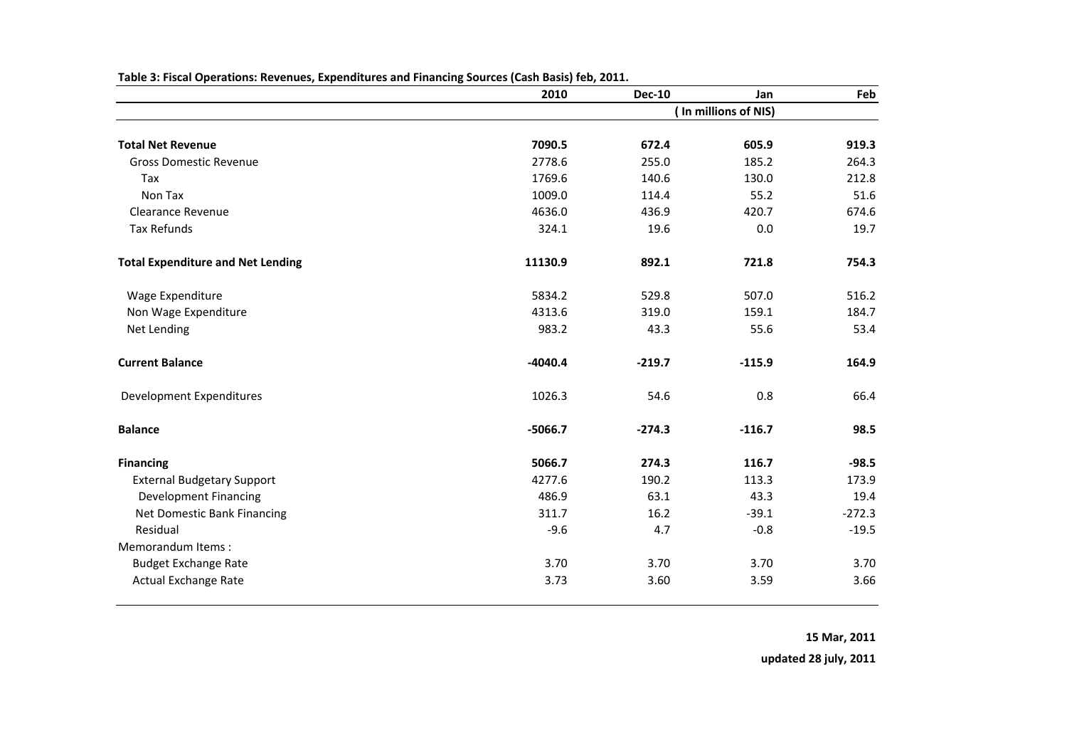**Table 3: Fiscal Operations: Revenues, Expenditures and Financing Sources (Cash Basis) feb, 2011.**

| | 2010 | Dec-10 | Jan | Feb |
|---|---|---|---|---|
| | ( In millions of NIS) | | | |
| **Total Net Revenue** | **7090.5** | **672.4** | **605.9** | **919.3** |
| Gross Domestic Revenue | 2778.6 | 255.0 | 185.2 | 264.3 |
| Tax | 1769.6 | 140.6 | 130.0 | 212.8 |
| Non Tax | 1009.0 | 114.4 | 55.2 | 51.6 |
| Clearance Revenue | 4636.0 | 436.9 | 420.7 | 674.6 |
| Tax Refunds | 324.1 | 19.6 | 0.0 | 19.7 |
| **Total Expenditure and Net Lending** | **11130.9** | **892.1** | **721.8** | **754.3** |
| Wage Expenditure | 5834.2 | 529.8 | 507.0 | 516.2 |
| Non Wage Expenditure | 4313.6 | 319.0 | 159.1 | 184.7 |
| Net Lending | 983.2 | 43.3 | 55.6 | 53.4 |
| **Current Balance** | **-4040.4** | **-219.7** | **-115.9** | **164.9** |
| Development Expenditures | 1026.3 | 54.6 | 0.8 | 66.4 |
| **Balance** | **-5066.7** | **-274.3** | **-116.7** | **98.5** |
| **Financing** | **5066.7** | **274.3** | **116.7** | **-98.5** |
| External Budgetary Support | 4277.6 | 190.2 | 113.3 | 173.9 |
| Development Financing | 486.9 | 63.1 | 43.3 | 19.4 |
| Net Domestic Bank Financing | 311.7 | 16.2 | -39.1 | -272.3 |
| Residual | -9.6 | 4.7 | -0.8 | -19.5 |
| Memorandum Items : | | | | |
| Budget Exchange Rate | 3.70 | 3.70 | 3.70 | 3.70 |
| Actual Exchange Rate | 3.73 | 3.60 | 3.59 | 3.66 |

**15 Mar, 2011**

**updated 28 july, 2011**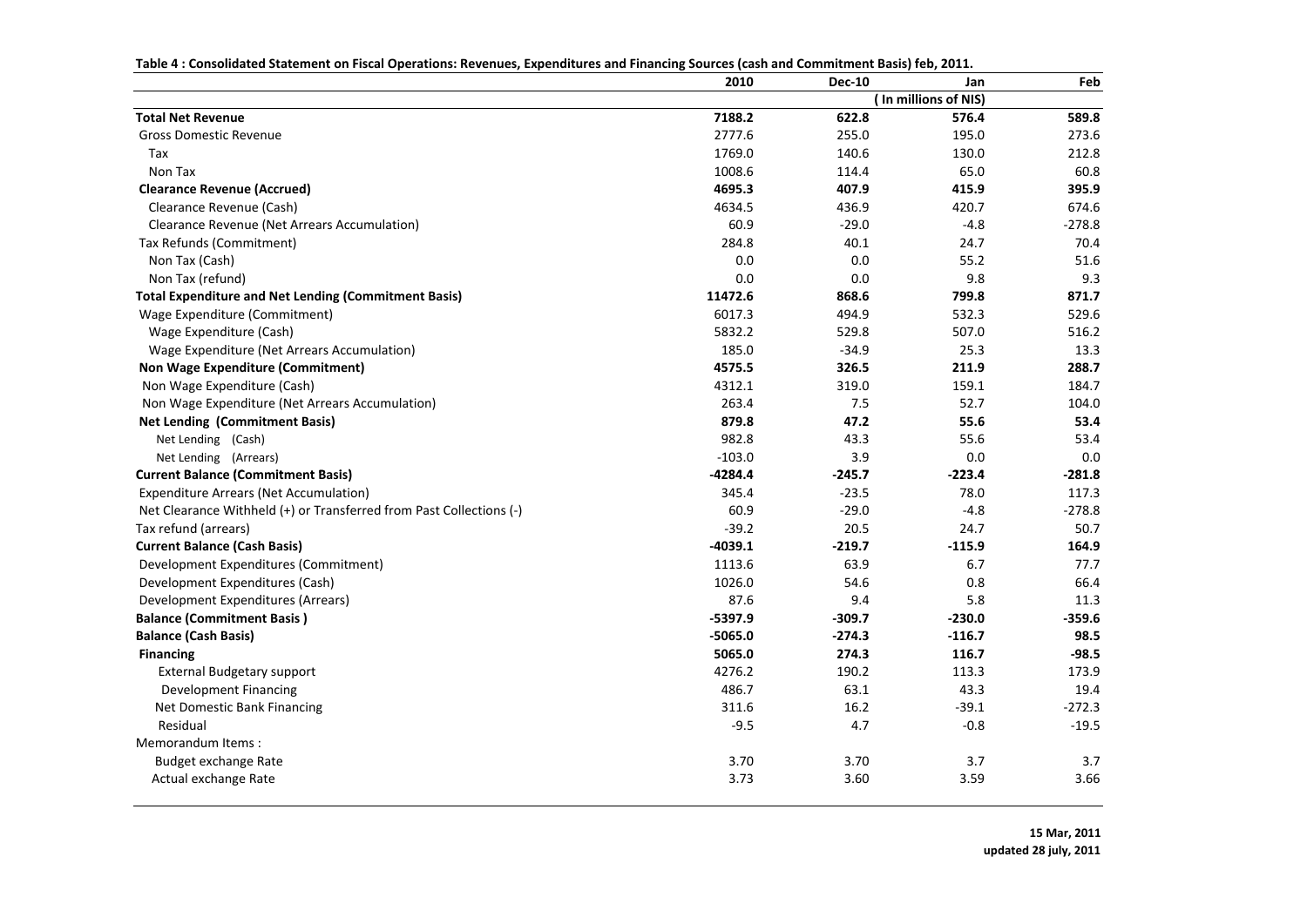**Table 4 : Consolidated Statement on Fiscal Operations: Revenues, Expenditures and Financing Sources (cash and Commitment Basis) feb, 2011.**

| | 2010 | Dec-10 | Jan | Feb |
|---|---|---|---|---|
| | | ( In millions of NIS) | | |
| **Total Net Revenue** | **7188.2** | **622.8** | **576.4** | **589.8** |
| Gross Domestic Revenue | 2777.6 | 255.0 | 195.0 | 273.6 |
| Tax | 1769.0 | 140.6 | 130.0 | 212.8 |
| Non Tax | 1008.6 | 114.4 | 65.0 | 60.8 |
| **Clearance Revenue (Accrued)** | **4695.3** | **407.9** | **415.9** | **395.9** |
| Clearance Revenue (Cash) | 4634.5 | 436.9 | 420.7 | 674.6 |
| Clearance Revenue (Net Arrears Accumulation) | 60.9 | -29.0 | -4.8 | -278.8 |
| Tax Refunds (Commitment) | 284.8 | 40.1 | 24.7 | 70.4 |
| Non Tax (Cash) | 0.0 | 0.0 | 55.2 | 51.6 |
| Non Tax (refund) | 0.0 | 0.0 | 9.8 | 9.3 |
| **Total Expenditure and Net Lending (Commitment Basis)** | **11472.6** | **868.6** | **799.8** | **871.7** |
| Wage Expenditure (Commitment) | 6017.3 | 494.9 | 532.3 | 529.6 |
| Wage Expenditure (Cash) | 5832.2 | 529.8 | 507.0 | 516.2 |
| Wage Expenditure (Net Arrears Accumulation) | 185.0 | -34.9 | 25.3 | 13.3 |
| **Non Wage Expenditure (Commitment)** | **4575.5** | **326.5** | **211.9** | **288.7** |
| Non Wage Expenditure (Cash) | 4312.1 | 319.0 | 159.1 | 184.7 |
| Non Wage Expenditure (Net Arrears Accumulation) | 263.4 | 7.5 | 52.7 | 104.0 |
| **Net Lending (Commitment Basis)** | **879.8** | **47.2** | **55.6** | **53.4** |
| Net Lending (Cash) | 982.8 | 43.3 | 55.6 | 53.4 |
| Net Lending (Arrears) | -103.0 | 3.9 | 0.0 | 0.0 |
| **Current Balance (Commitment Basis)** | **-4284.4** | **-245.7** | **-223.4** | **-281.8** |
| Expenditure Arrears (Net Accumulation) | 345.4 | -23.5 | 78.0 | 117.3 |
| Net Clearance Withheld (+) or Transferred from Past Collections (-) | 60.9 | -29.0 | -4.8 | -278.8 |
| Tax refund (arrears) | -39.2 | 20.5 | 24.7 | 50.7 |
| **Current Balance (Cash Basis)** | **-4039.1** | **-219.7** | **-115.9** | **164.9** |
| Development Expenditures (Commitment) | 1113.6 | 63.9 | 6.7 | 77.7 |
| Development Expenditures (Cash) | 1026.0 | 54.6 | 0.8 | 66.4 |
| Development Expenditures (Arrears) | 87.6 | 9.4 | 5.8 | 11.3 |
| **Balance (Commitment Basis )** | **-5397.9** | **-309.7** | **-230.0** | **-359.6** |
| **Balance (Cash Basis)** | **-5065.0** | **-274.3** | **-116.7** | **98.5** |
| **Financing** | **5065.0** | **274.3** | **116.7** | **-98.5** |
| External Budgetary support | 4276.2 | 190.2 | 113.3 | 173.9 |
| Development Financing | 486.7 | 63.1 | 43.3 | 19.4 |
| Net Domestic Bank Financing | 311.6 | 16.2 | -39.1 | -272.3 |
| Residual | -9.5 | 4.7 | -0.8 | -19.5 |
| Memorandum Items : | | | | |
| Budget exchange Rate | 3.70 | 3.70 | 3.7 | 3.7 |
| Actual exchange Rate | 3.73 | 3.60 | 3.59 | 3.66 |

**15 Mar, 2011**
**updated 28 july, 2011**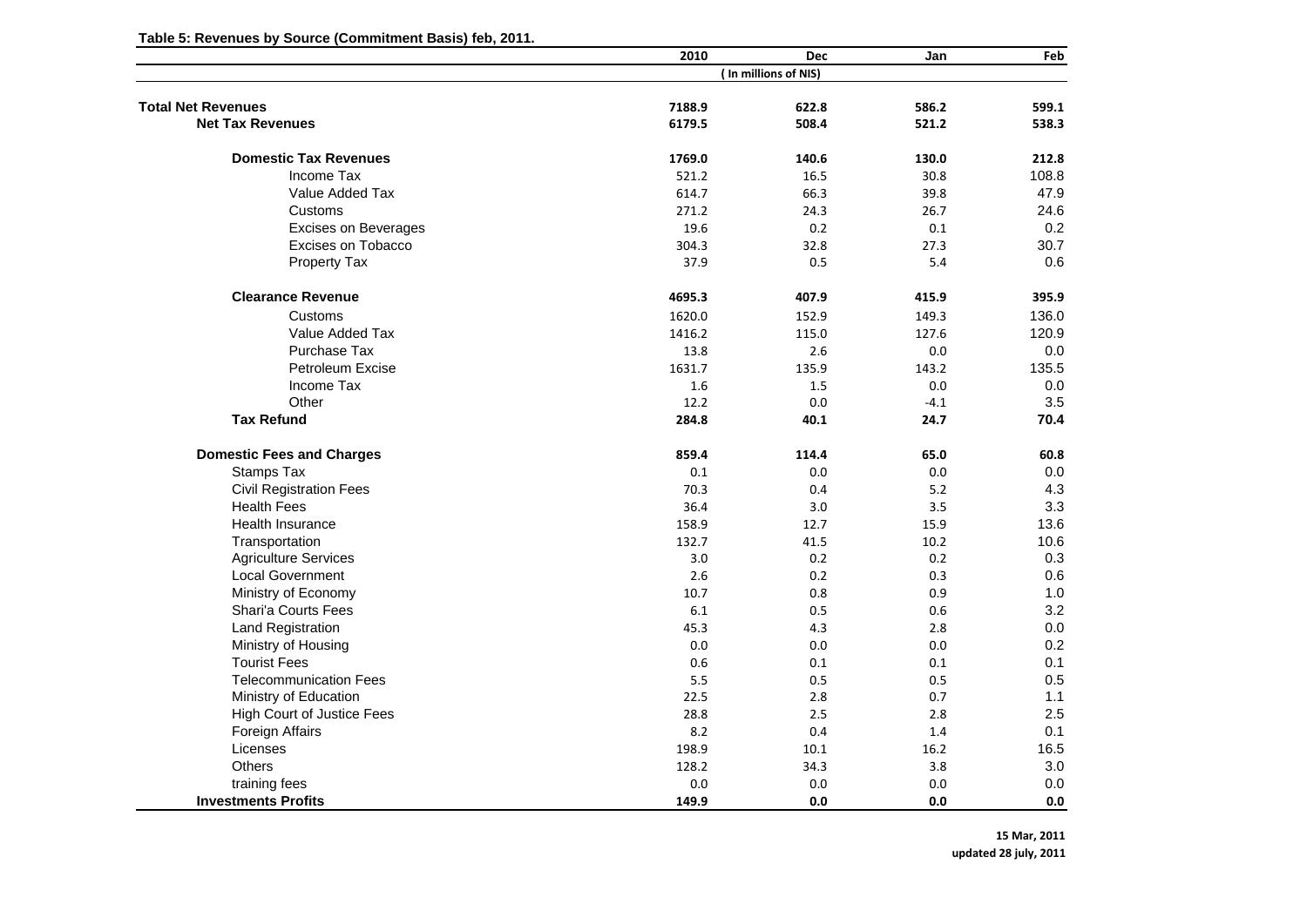**Table 5: Revenues by Source (Commitment Basis) feb, 2011.**

| | 2010 | Dec | Jan | Feb |
|---|---|---|---|---|
| | ( In millions of NIS) | | | |
| **Total Net Revenues** | **7188.9** | **622.8** | **586.2** | **599.1** |
| **Net Tax Revenues** | **6179.5** | **508.4** | **521.2** | **538.3** |
| **Domestic Tax Revenues** | **1769.0** | **140.6** | **130.0** | **212.8** |
| Income Tax | 521.2 | 16.5 | 30.8 | 108.8 |
| Value Added Tax | 614.7 | 66.3 | 39.8 | 47.9 |
| Customs | 271.2 | 24.3 | 26.7 | 24.6 |
| Excises on Beverages | 19.6 | 0.2 | 0.1 | 0.2 |
| Excises on Tobacco | 304.3 | 32.8 | 27.3 | 30.7 |
| Property Tax | 37.9 | 0.5 | 5.4 | 0.6 |
| **Clearance Revenue** | **4695.3** | **407.9** | **415.9** | **395.9** |
| Customs | 1620.0 | 152.9 | 149.3 | 136.0 |
| Value Added Tax | 1416.2 | 115.0 | 127.6 | 120.9 |
| Purchase Tax | 13.8 | 2.6 | 0.0 | 0.0 |
| Petroleum Excise | 1631.7 | 135.9 | 143.2 | 135.5 |
| Income Tax | 1.6 | 1.5 | 0.0 | 0.0 |
| Other | 12.2 | 0.0 | -4.1 | 3.5 |
| **Tax Refund** | **284.8** | **40.1** | **24.7** | **70.4** |
| **Domestic Fees and Charges** | **859.4** | **114.4** | **65.0** | **60.8** |
| Stamps Tax | 0.1 | 0.0 | 0.0 | 0.0 |
| Civil Registration Fees | 70.3 | 0.4 | 5.2 | 4.3 |
| Health Fees | 36.4 | 3.0 | 3.5 | 3.3 |
| Health Insurance | 158.9 | 12.7 | 15.9 | 13.6 |
| Transportation | 132.7 | 41.5 | 10.2 | 10.6 |
| Agriculture Services | 3.0 | 0.2 | 0.2 | 0.3 |
| Local Government | 2.6 | 0.2 | 0.3 | 0.6 |
| Ministry of Economy | 10.7 | 0.8 | 0.9 | 1.0 |
| Shari'a Courts Fees | 6.1 | 0.5 | 0.6 | 3.2 |
| Land Registration | 45.3 | 4.3 | 2.8 | 0.0 |
| Ministry of Housing | 0.0 | 0.0 | 0.0 | 0.2 |
| Tourist Fees | 0.6 | 0.1 | 0.1 | 0.1 |
| Telecommunication Fees | 5.5 | 0.5 | 0.5 | 0.5 |
| Ministry of Education | 22.5 | 2.8 | 0.7 | 1.1 |
| High Court of Justice Fees | 28.8 | 2.5 | 2.8 | 2.5 |
| Foreign Affairs | 8.2 | 0.4 | 1.4 | 0.1 |
| Licenses | 198.9 | 10.1 | 16.2 | 16.5 |
| Others | 128.2 | 34.3 | 3.8 | 3.0 |
| training fees | 0.0 | 0.0 | 0.0 | 0.0 |
| **Investments Profits** | **149.9** | **0.0** | **0.0** | **0.0** |

**15 Mar, 2011**
**updated 28 july, 2011**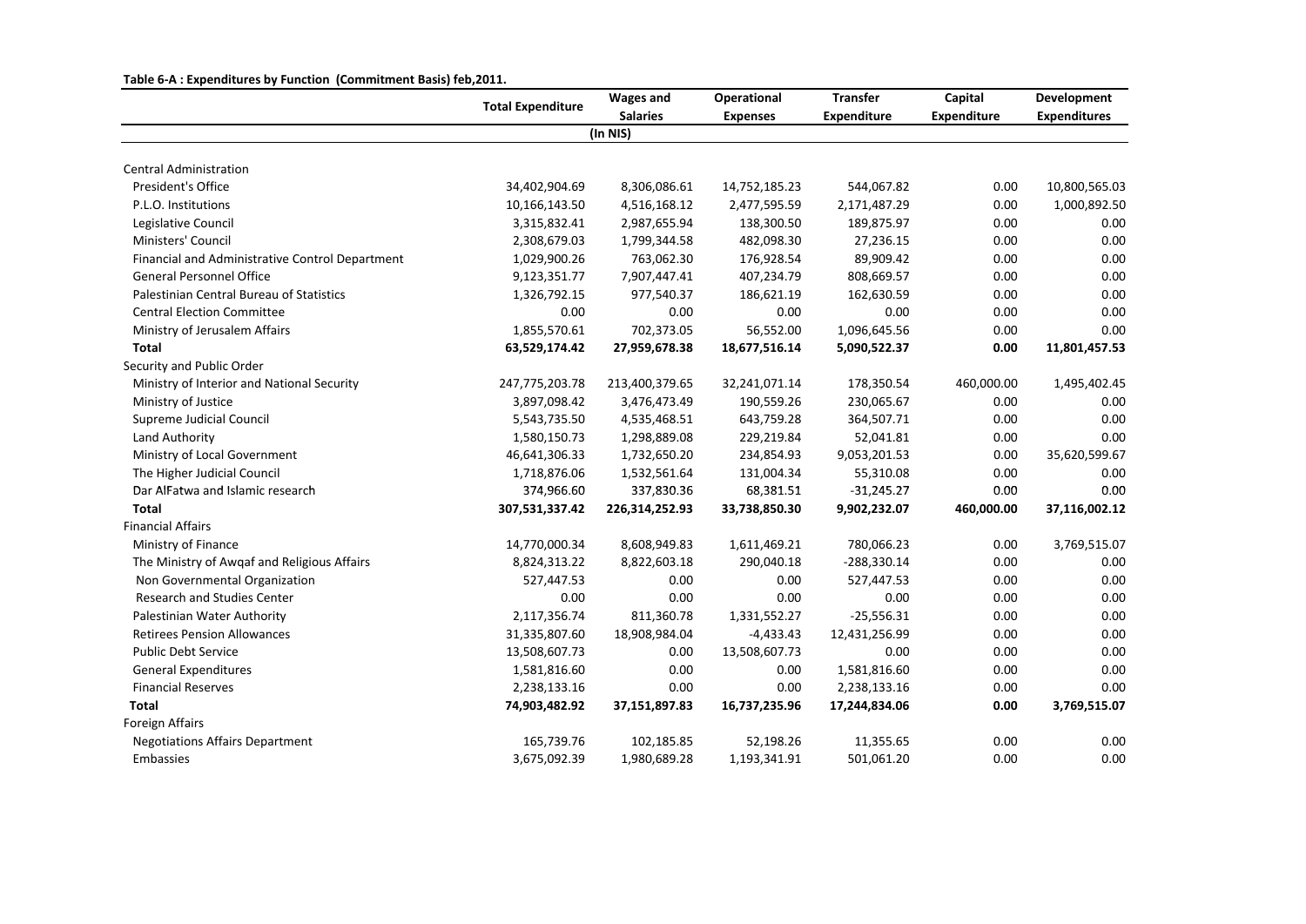**Table 6-A : Expenditures by Function (Commitment Basis) feb,2011.**

| | Total Expenditure | Wages and Salaries | Operational Expenses | Transfer Expenditure | Capital Expenditure | Development Expenditures |
|---|---|---|---|---|---|---|
| | | (In NIS) | | | | |
| Central Administration | | | | | | |
| President's Office | 34,402,904.69 | 8,306,086.61 | 14,752,185.23 | 544,067.82 | 0.00 | 10,800,565.03 |
| P.L.O. Institutions | 10,166,143.50 | 4,516,168.12 | 2,477,595.59 | 2,171,487.29 | 0.00 | 1,000,892.50 |
| Legislative Council | 3,315,832.41 | 2,987,655.94 | 138,300.50 | 189,875.97 | 0.00 | 0.00 |
| Ministers' Council | 2,308,679.03 | 1,799,344.58 | 482,098.30 | 27,236.15 | 0.00 | 0.00 |
| Financial and Administrative Control Department | 1,029,900.26 | 763,062.30 | 176,928.54 | 89,909.42 | 0.00 | 0.00 |
| General Personnel Office | 9,123,351.77 | 7,907,447.41 | 407,234.79 | 808,669.57 | 0.00 | 0.00 |
| Palestinian Central Bureau of Statistics | 1,326,792.15 | 977,540.37 | 186,621.19 | 162,630.59 | 0.00 | 0.00 |
| Central Election Committee | 0.00 | 0.00 | 0.00 | 0.00 | 0.00 | 0.00 |
| Ministry of Jerusalem Affairs | 1,855,570.61 | 702,373.05 | 56,552.00 | 1,096,645.56 | 0.00 | 0.00 |
| **Total** | **63,529,174.42** | **27,959,678.38** | **18,677,516.14** | **5,090,522.37** | **0.00** | **11,801,457.53** |
| Security and Public Order | | | | | | |
| Ministry of Interior and National Security | 247,775,203.78 | 213,400,379.65 | 32,241,071.14 | 178,350.54 | 460,000.00 | 1,495,402.45 |
| Ministry of Justice | 3,897,098.42 | 3,476,473.49 | 190,559.26 | 230,065.67 | 0.00 | 0.00 |
| Supreme Judicial Council | 5,543,735.50 | 4,535,468.51 | 643,759.28 | 364,507.71 | 0.00 | 0.00 |
| Land Authority | 1,580,150.73 | 1,298,889.08 | 229,219.84 | 52,041.81 | 0.00 | 0.00 |
| Ministry of Local Government | 46,641,306.33 | 1,732,650.20 | 234,854.93 | 9,053,201.53 | 0.00 | 35,620,599.67 |
| The Higher Judicial Council | 1,718,876.06 | 1,532,561.64 | 131,004.34 | 55,310.08 | 0.00 | 0.00 |
| Dar AlFatwa and Islamic research | 374,966.60 | 337,830.36 | 68,381.51 | -31,245.27 | 0.00 | 0.00 |
| **Total** | **307,531,337.42** | **226,314,252.93** | **33,738,850.30** | **9,902,232.07** | **460,000.00** | **37,116,002.12** |
| Financial Affairs | | | | | | |
| Ministry of Finance | 14,770,000.34 | 8,608,949.83 | 1,611,469.21 | 780,066.23 | 0.00 | 3,769,515.07 |
| The Ministry of Awqaf and Religious Affairs | 8,824,313.22 | 8,822,603.18 | 290,040.18 | -288,330.14 | 0.00 | 0.00 |
| Non Governmental Organization | 527,447.53 | 0.00 | 0.00 | 527,447.53 | 0.00 | 0.00 |
| Research and Studies Center | 0.00 | 0.00 | 0.00 | 0.00 | 0.00 | 0.00 |
| Palestinian Water Authority | 2,117,356.74 | 811,360.78 | 1,331,552.27 | -25,556.31 | 0.00 | 0.00 |
| Retirees Pension Allowances | 31,335,807.60 | 18,908,984.04 | -4,433.43 | 12,431,256.99 | 0.00 | 0.00 |
| Public Debt Service | 13,508,607.73 | 0.00 | 13,508,607.73 | 0.00 | 0.00 | 0.00 |
| General Expenditures | 1,581,816.60 | 0.00 | 0.00 | 1,581,816.60 | 0.00 | 0.00 |
| Financial Reserves | 2,238,133.16 | 0.00 | 0.00 | 2,238,133.16 | 0.00 | 0.00 |
| **Total** | **74,903,482.92** | **37,151,897.83** | **16,737,235.96** | **17,244,834.06** | **0.00** | **3,769,515.07** |
| Foreign Affairs | | | | | | |
| Negotiations Affairs Department | 165,739.76 | 102,185.85 | 52,198.26 | 11,355.65 | 0.00 | 0.00 |
| Embassies | 3,675,092.39 | 1,980,689.28 | 1,193,341.91 | 501,061.20 | 0.00 | 0.00 |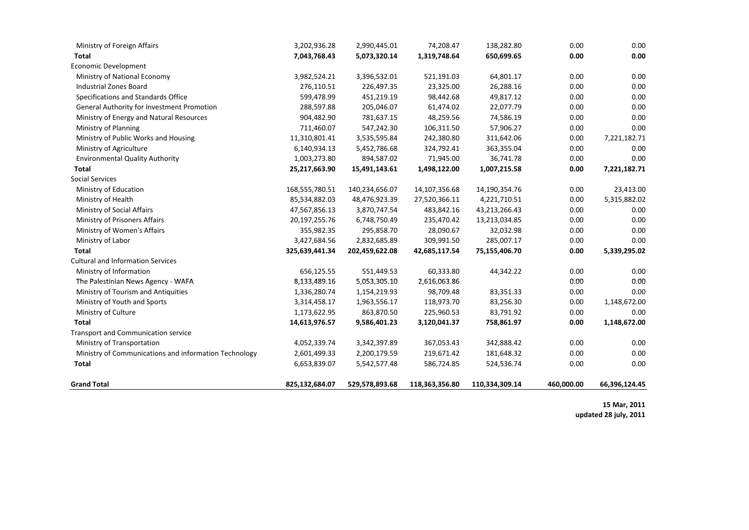| | | | | | | |
|---|---|---|---|---|---|---|
| Ministry of Foreign Affairs | 3,202,936.28 | 2,990,445.01 | 74,208.47 | 138,282.80 | 0.00 | 0.00 |
| **Total** | **7,043,768.43** | **5,073,320.14** | **1,319,748.64** | **650,699.65** | **0.00** | **0.00** |
| Economic Development | | | | | | |
| Ministry of National Economy | 3,982,524.21 | 3,396,532.01 | 521,191.03 | 64,801.17 | 0.00 | 0.00 |
| Industrial Zones Board | 276,110.51 | 226,497.35 | 23,325.00 | 26,288.16 | 0.00 | 0.00 |
| Specifications and Standards Office | 599,478.99 | 451,219.19 | 98,442.68 | 49,817.12 | 0.00 | 0.00 |
| General Authority for Investment Promotion | 288,597.88 | 205,046.07 | 61,474.02 | 22,077.79 | 0.00 | 0.00 |
| Ministry of Energy and Natural Resources | 904,482.90 | 781,637.15 | 48,259.56 | 74,586.19 | 0.00 | 0.00 |
| Ministry of Planning | 711,460.07 | 547,242.30 | 106,311.50 | 57,906.27 | 0.00 | 0.00 |
| Ministry of Public Works and Housing | 11,310,801.41 | 3,535,595.84 | 242,380.80 | 311,642.06 | 0.00 | 7,221,182.71 |
| Ministry of Agriculture | 6,140,934.13 | 5,452,786.68 | 324,792.41 | 363,355.04 | 0.00 | 0.00 |
| Environmental Quality Authority | 1,003,273.80 | 894,587.02 | 71,945.00 | 36,741.78 | 0.00 | 0.00 |
| **Total** | **25,217,663.90** | **15,491,143.61** | **1,498,122.00** | **1,007,215.58** | **0.00** | **7,221,182.71** |
| Social Services | | | | | | |
| Ministry of Education | 168,555,780.51 | 140,234,656.07 | 14,107,356.68 | 14,190,354.76 | 0.00 | 23,413.00 |
| Ministry of Health | 85,534,882.03 | 48,476,923.39 | 27,520,366.11 | 4,221,710.51 | 0.00 | 5,315,882.02 |
| Ministry of Social Affairs | 47,567,856.13 | 3,870,747.54 | 483,842.16 | 43,213,266.43 | 0.00 | 0.00 |
| Ministry of Prisoners Affairs | 20,197,255.76 | 6,748,750.49 | 235,470.42 | 13,213,034.85 | 0.00 | 0.00 |
| Ministry of Women's Affairs | 355,982.35 | 295,858.70 | 28,090.67 | 32,032.98 | 0.00 | 0.00 |
| Ministry of Labor | 3,427,684.56 | 2,832,685.89 | 309,991.50 | 285,007.17 | 0.00 | 0.00 |
| **Total** | **325,639,441.34** | **202,459,622.08** | **42,685,117.54** | **75,155,406.70** | **0.00** | **5,339,295.02** |
| Cultural and Information Services | | | | | | |
| Ministry of Information | 656,125.55 | 551,449.53 | 60,333.80 | 44,342.22 | 0.00 | 0.00 |
| The Palestinian News Agency - WAFA | 8,133,489.16 | 5,053,305.10 | 2,616,063.86 | | 0.00 | 0.00 |
| Ministry of Tourism and Antiquities | 1,336,280.74 | 1,154,219.93 | 98,709.48 | 83,351.33 | 0.00 | 0.00 |
| Ministry of Youth and Sports | 3,314,458.17 | 1,963,556.17 | 118,973.70 | 83,256.30 | 0.00 | 1,148,672.00 |
| Ministry of Culture | 1,173,622.95 | 863,870.50 | 225,960.53 | 83,791.92 | 0.00 | 0.00 |
| **Total** | **14,613,976.57** | **9,586,401.23** | **3,120,041.37** | **758,861.97** | **0.00** | **1,148,672.00** |
| Transport and Communication service | | | | | | |
| Ministry of Transportation | 4,052,339.74 | 3,342,397.89 | 367,053.43 | 342,888.42 | 0.00 | 0.00 |
| Ministry of Communications and information Technology | 2,601,499.33 | 2,200,179.59 | 219,671.42 | 181,648.32 | 0.00 | 0.00 |
| **Total** | 6,653,839.07 | 5,542,577.48 | 586,724.85 | 524,536.74 | 0.00 | 0.00 |
| **Grand Total** | **825,132,684.07** | **529,578,893.68** | **118,363,356.80** | **110,334,309.14** | **460,000.00** | **66,396,124.45** |

**15 Mar, 2011**
**updated 28 july, 2011**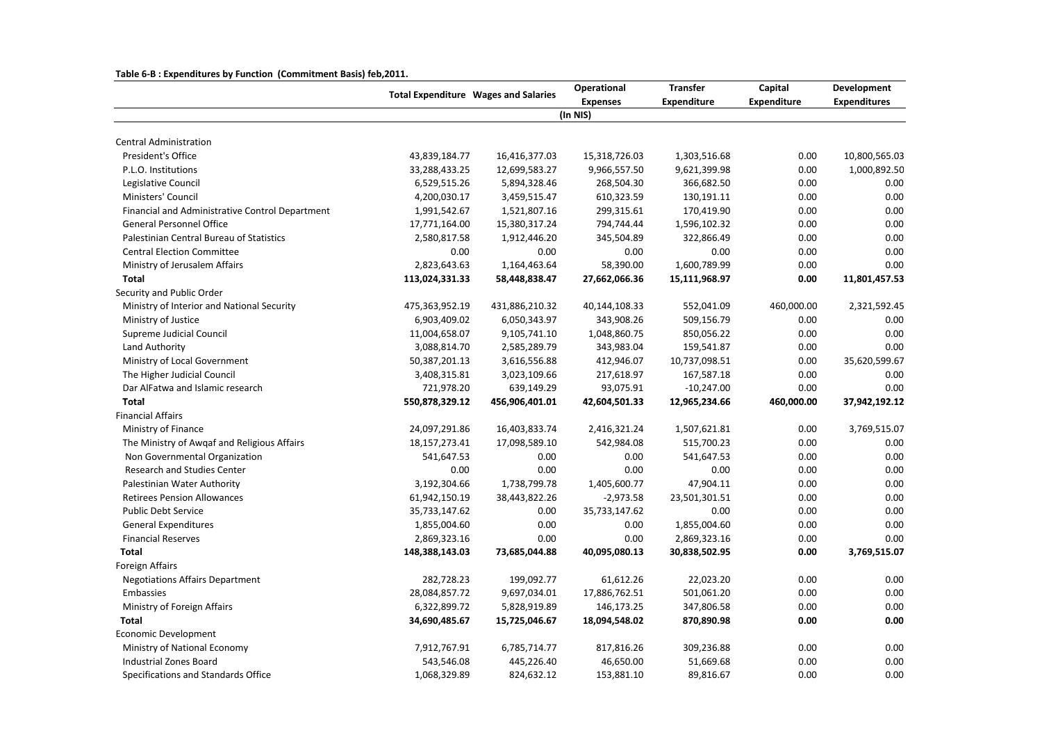**Table 6-B : Expenditures by Function (Commitment Basis) feb,2011.**

| | Total Expenditure | Wages and Salaries | Operational Expenses | Transfer Expenditure | Capital Expenditure | Development Expenditures |
|---|---|---|---|---|---|---|
| | | | (In NIS) | | | |
| Central Administration | | | | | | |
| President's Office | 43,839,184.77 | 16,416,377.03 | 15,318,726.03 | 1,303,516.68 | 0.00 | 10,800,565.03 |
| P.L.O. Institutions | 33,288,433.25 | 12,699,583.27 | 9,966,557.50 | 9,621,399.98 | 0.00 | 1,000,892.50 |
| Legislative Council | 6,529,515.26 | 5,894,328.46 | 268,504.30 | 366,682.50 | 0.00 | 0.00 |
| Ministers' Council | 4,200,030.17 | 3,459,515.47 | 610,323.59 | 130,191.11 | 0.00 | 0.00 |
| Financial and Administrative Control Department | 1,991,542.67 | 1,521,807.16 | 299,315.61 | 170,419.90 | 0.00 | 0.00 |
| General Personnel Office | 17,771,164.00 | 15,380,317.24 | 794,744.44 | 1,596,102.32 | 0.00 | 0.00 |
| Palestinian Central Bureau of Statistics | 2,580,817.58 | 1,912,446.20 | 345,504.89 | 322,866.49 | 0.00 | 0.00 |
| Central Election Committee | 0.00 | 0.00 | 0.00 | 0.00 | 0.00 | 0.00 |
| Ministry of Jerusalem Affairs | 2,823,643.63 | 1,164,463.64 | 58,390.00 | 1,600,789.99 | 0.00 | 0.00 |
| **Total** | **113,024,331.33** | **58,448,838.47** | **27,662,066.36** | **15,111,968.97** | **0.00** | **11,801,457.53** |
| Security and Public Order | | | | | | |
| Ministry of Interior and National Security | 475,363,952.19 | 431,886,210.32 | 40,144,108.33 | 552,041.09 | 460,000.00 | 2,321,592.45 |
| Ministry of Justice | 6,903,409.02 | 6,050,343.97 | 343,908.26 | 509,156.79 | 0.00 | 0.00 |
| Supreme Judicial Council | 11,004,658.07 | 9,105,741.10 | 1,048,860.75 | 850,056.22 | 0.00 | 0.00 |
| Land Authority | 3,088,814.70 | 2,585,289.79 | 343,983.04 | 159,541.87 | 0.00 | 0.00 |
| Ministry of Local Government | 50,387,201.13 | 3,616,556.88 | 412,946.07 | 10,737,098.51 | 0.00 | 35,620,599.67 |
| The Higher Judicial Council | 3,408,315.81 | 3,023,109.66 | 217,618.97 | 167,587.18 | 0.00 | 0.00 |
| Dar AlFatwa and Islamic research | 721,978.20 | 639,149.29 | 93,075.91 | -10,247.00 | 0.00 | 0.00 |
| **Total** | **550,878,329.12** | **456,906,401.01** | **42,604,501.33** | **12,965,234.66** | **460,000.00** | **37,942,192.12** |
| Financial Affairs | | | | | | |
| Ministry of Finance | 24,097,291.86 | 16,403,833.74 | 2,416,321.24 | 1,507,621.81 | 0.00 | 3,769,515.07 |
| The Ministry of Awqaf and Religious Affairs | 18,157,273.41 | 17,098,589.10 | 542,984.08 | 515,700.23 | 0.00 | 0.00 |
| Non Governmental Organization | 541,647.53 | 0.00 | 0.00 | 541,647.53 | 0.00 | 0.00 |
| Research and Studies Center | 0.00 | 0.00 | 0.00 | 0.00 | 0.00 | 0.00 |
| Palestinian Water Authority | 3,192,304.66 | 1,738,799.78 | 1,405,600.77 | 47,904.11 | 0.00 | 0.00 |
| Retirees Pension Allowances | 61,942,150.19 | 38,443,822.26 | -2,973.58 | 23,501,301.51 | 0.00 | 0.00 |
| Public Debt Service | 35,733,147.62 | 0.00 | 35,733,147.62 | 0.00 | 0.00 | 0.00 |
| General Expenditures | 1,855,004.60 | 0.00 | 0.00 | 1,855,004.60 | 0.00 | 0.00 |
| Financial Reserves | 2,869,323.16 | 0.00 | 0.00 | 2,869,323.16 | 0.00 | 0.00 |
| **Total** | **148,388,143.03** | **73,685,044.88** | **40,095,080.13** | **30,838,502.95** | **0.00** | **3,769,515.07** |
| Foreign Affairs | | | | | | |
| Negotiations Affairs Department | 282,728.23 | 199,092.77 | 61,612.26 | 22,023.20 | 0.00 | 0.00 |
| Embassies | 28,084,857.72 | 9,697,034.01 | 17,886,762.51 | 501,061.20 | 0.00 | 0.00 |
| Ministry of Foreign Affairs | 6,322,899.72 | 5,828,919.89 | 146,173.25 | 347,806.58 | 0.00 | 0.00 |
| **Total** | **34,690,485.67** | **15,725,046.67** | **18,094,548.02** | **870,890.98** | **0.00** | **0.00** |
| Economic Development | | | | | | |
| Ministry of National Economy | 7,912,767.91 | 6,785,714.77 | 817,816.26 | 309,236.88 | 0.00 | 0.00 |
| Industrial Zones Board | 543,546.08 | 445,226.40 | 46,650.00 | 51,669.68 | 0.00 | 0.00 |
| Specifications and Standards Office | 1,068,329.89 | 824,632.12 | 153,881.10 | 89,816.67 | 0.00 | 0.00 |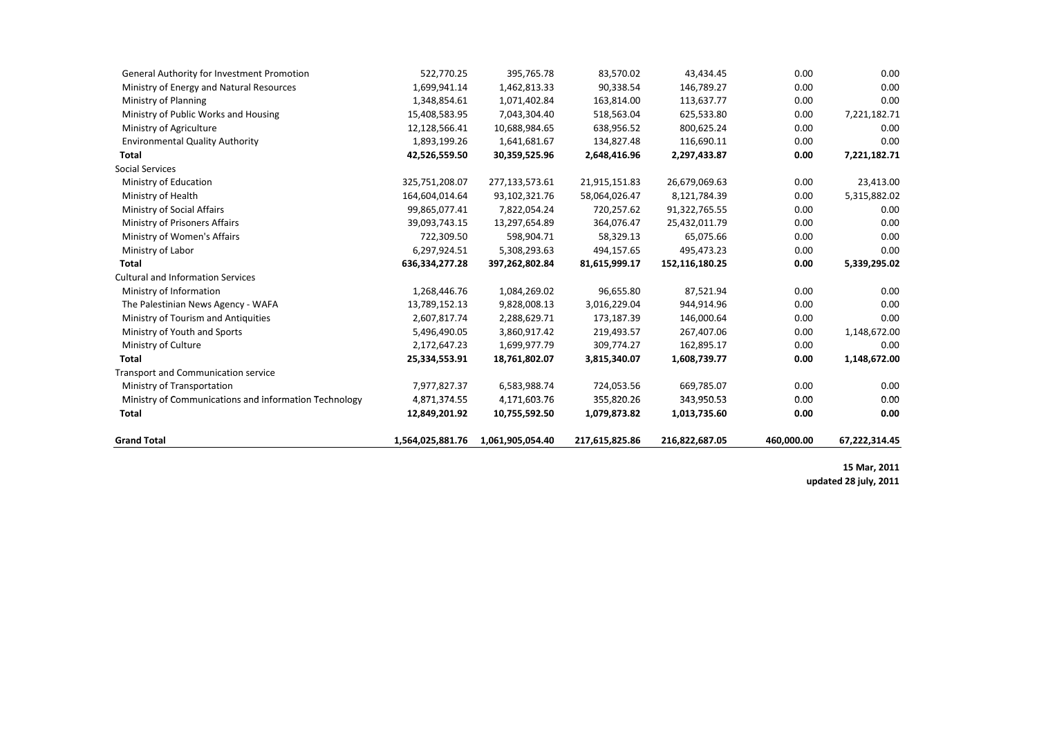| | | | | | | |
|---|---|---|---|---|---|---|
| General Authority for Investment Promotion | 522,770.25 | 395,765.78 | 83,570.02 | 43,434.45 | 0.00 | 0.00 |
| Ministry of Energy and Natural Resources | 1,699,941.14 | 1,462,813.33 | 90,338.54 | 146,789.27 | 0.00 | 0.00 |
| Ministry of Planning | 1,348,854.61 | 1,071,402.84 | 163,814.00 | 113,637.77 | 0.00 | 0.00 |
| Ministry of Public Works and Housing | 15,408,583.95 | 7,043,304.40 | 518,563.04 | 625,533.80 | 0.00 | 7,221,182.71 |
| Ministry of Agriculture | 12,128,566.41 | 10,688,984.65 | 638,956.52 | 800,625.24 | 0.00 | 0.00 |
| Environmental Quality Authority | 1,893,199.26 | 1,641,681.67 | 134,827.48 | 116,690.11 | 0.00 | 0.00 |
| **Total** | **42,526,559.50** | **30,359,525.96** | **2,648,416.96** | **2,297,433.87** | **0.00** | **7,221,182.71** |
| Social Services | | | | | | |
| Ministry of Education | 325,751,208.07 | 277,133,573.61 | 21,915,151.83 | 26,679,069.63 | 0.00 | 23,413.00 |
| Ministry of Health | 164,604,014.64 | 93,102,321.76 | 58,064,026.47 | 8,121,784.39 | 0.00 | 5,315,882.02 |
| Ministry of Social Affairs | 99,865,077.41 | 7,822,054.24 | 720,257.62 | 91,322,765.55 | 0.00 | 0.00 |
| Ministry of Prisoners Affairs | 39,093,743.15 | 13,297,654.89 | 364,076.47 | 25,432,011.79 | 0.00 | 0.00 |
| Ministry of Women's Affairs | 722,309.50 | 598,904.71 | 58,329.13 | 65,075.66 | 0.00 | 0.00 |
| Ministry of Labor | 6,297,924.51 | 5,308,293.63 | 494,157.65 | 495,473.23 | 0.00 | 0.00 |
| **Total** | **636,334,277.28** | **397,262,802.84** | **81,615,999.17** | **152,116,180.25** | **0.00** | **5,339,295.02** |
| Cultural and Information Services | | | | | | |
| Ministry of Information | 1,268,446.76 | 1,084,269.02 | 96,655.80 | 87,521.94 | 0.00 | 0.00 |
| The Palestinian News Agency - WAFA | 13,789,152.13 | 9,828,008.13 | 3,016,229.04 | 944,914.96 | 0.00 | 0.00 |
| Ministry of Tourism and Antiquities | 2,607,817.74 | 2,288,629.71 | 173,187.39 | 146,000.64 | 0.00 | 0.00 |
| Ministry of Youth and Sports | 5,496,490.05 | 3,860,917.42 | 219,493.57 | 267,407.06 | 0.00 | 1,148,672.00 |
| Ministry of Culture | 2,172,647.23 | 1,699,977.79 | 309,774.27 | 162,895.17 | 0.00 | 0.00 |
| **Total** | **25,334,553.91** | **18,761,802.07** | **3,815,340.07** | **1,608,739.77** | **0.00** | **1,148,672.00** |
| Transport and Communication service | | | | | | |
| Ministry of Transportation | 7,977,827.37 | 6,583,988.74 | 724,053.56 | 669,785.07 | 0.00 | 0.00 |
| Ministry of Communications and information Technology | 4,871,374.55 | 4,171,603.76 | 355,820.26 | 343,950.53 | 0.00 | 0.00 |
| **Total** | **12,849,201.92** | **10,755,592.50** | **1,079,873.82** | **1,013,735.60** | **0.00** | **0.00** |
| **Grand Total** | **1,564,025,881.76** | **1,061,905,054.40** | **217,615,825.86** | **216,822,687.05** | **460,000.00** | **67,222,314.45** |

**15 Mar, 2011**
**updated 28 july, 2011**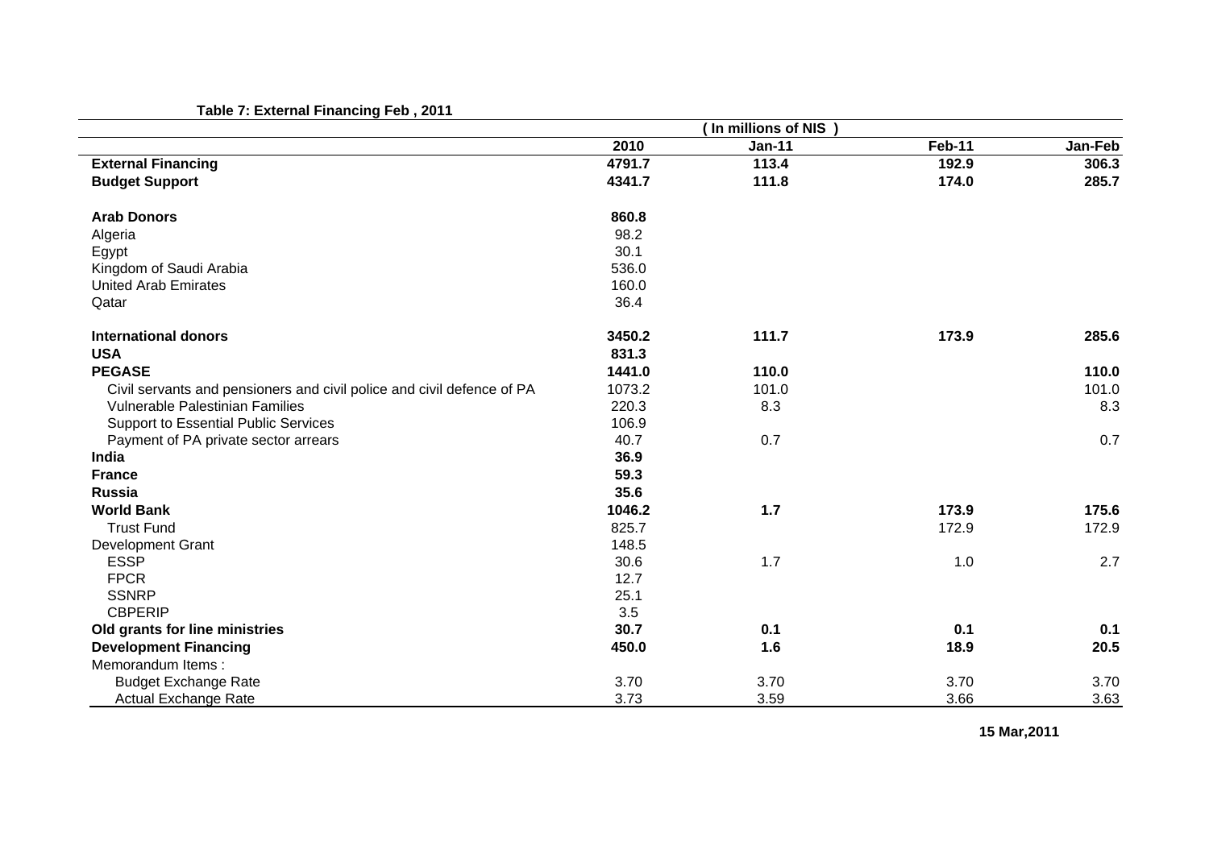**Table 7: External Financing Feb , 2011**

| | ( In millions of NIS ) | | | |
|---|---|---|---|---|
| | **2010** | **Jan-11** | **Feb-11** | **Jan-Feb** |
| **External Financing** | **4791.7** | **113.4** | **192.9** | **306.3** |
| **Budget Support** | **4341.7** | **111.8** | **174.0** | **285.7** |
| | | | | |
| **Arab Donors** | **860.8** | | | |
| Algeria | 98.2 | | | |
| Egypt | 30.1 | | | |
| Kingdom of Saudi Arabia | 536.0 | | | |
| United Arab Emirates | 160.0 | | | |
| Qatar | 36.4 | | | |
| | | | | |
| **International donors** | **3450.2** | **111.7** | **173.9** | **285.6** |
| **USA** | **831.3** | | | |
| **PEGASE** | **1441.0** | **110.0** | | **110.0** |
| Civil servants and pensioners and civil police and civil defence of PA | 1073.2 | 101.0 | | 101.0 |
| Vulnerable Palestinian Families | 220.3 | 8.3 | | 8.3 |
| Support to Essential Public Services | 106.9 | | | |
| Payment of PA private sector arrears | 40.7 | 0.7 | | 0.7 |
| **India** | **36.9** | | | |
| **France** | **59.3** | | | |
| **Russia** | **35.6** | | | |
| **World Bank** | **1046.2** | **1.7** | **173.9** | **175.6** |
| Trust Fund | 825.7 | | 172.9 | 172.9 |
| Development Grant | 148.5 | | | |
| ESSP | 30.6 | 1.7 | 1.0 | 2.7 |
| FPCR | 12.7 | | | |
| SSNRP | 25.1 | | | |
| CBPERIP | 3.5 | | | |
| **Old grants for line ministries** | **30.7** | **0.1** | **0.1** | **0.1** |
| **Development Financing** | **450.0** | **1.6** | **18.9** | **20.5** |
| Memorandum Items : | | | | |
| Budget Exchange Rate | 3.70 | 3.70 | 3.70 | 3.70 |
| Actual Exchange Rate | 3.73 | 3.59 | 3.66 | 3.63 |

**15 Mar,2011**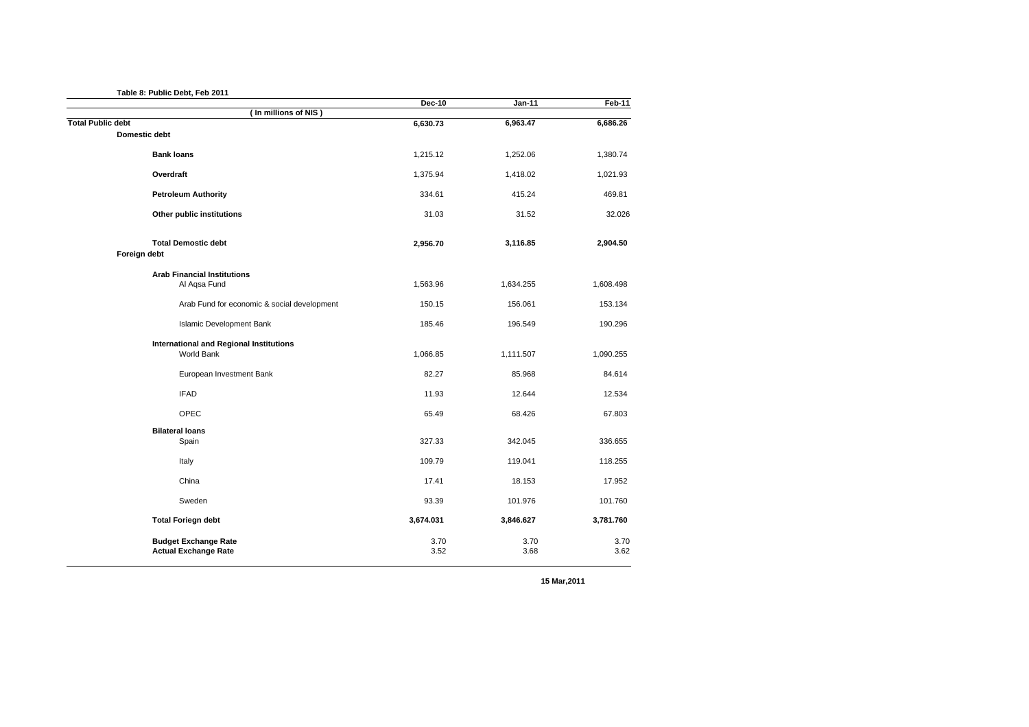**Table 8: Public Debt, Feb 2011**

| ( In millions of NIS ) | Dec-10 | Jan-11 | Feb-11 |
|---|---|---|---|
| **Total Public debt** | **6,630.73** | **6,963.47** | **6,686.26** |
| **Domestic debt** | | | |
| **Bank loans** | 1,215.12 | 1,252.06 | 1,380.74 |
| **Overdraft** | 1,375.94 | 1,418.02 | 1,021.93 |
| **Petroleum Authority** | 334.61 | 415.24 | 469.81 |
| **Other public institutions** | 31.03 | 31.52 | 32.026 |
| **Total Demostic debt** | **2,956.70** | **3,116.85** | **2,904.50** |
| **Foreign debt** | | | |
| **Arab Financial Institutions** | | | |
| Al Aqsa Fund | 1,563.96 | 1,634.255 | 1,608.498 |
| Arab Fund for economic & social development | 150.15 | 156.061 | 153.134 |
| Islamic Development Bank | 185.46 | 196.549 | 190.296 |
| **International and Regional Institutions** | | | |
| World Bank | 1,066.85 | 1,111.507 | 1,090.255 |
| European Investment Bank | 82.27 | 85.968 | 84.614 |
| IFAD | 11.93 | 12.644 | 12.534 |
| OPEC | 65.49 | 68.426 | 67.803 |
| **Bilateral loans** | | | |
| Spain | 327.33 | 342.045 | 336.655 |
| Italy | 109.79 | 119.041 | 118.255 |
| China | 17.41 | 18.153 | 17.952 |
| Sweden | 93.39 | 101.976 | 101.760 |
| **Total Foriegn debt** | **3,674.031** | **3,846.627** | **3,781.760** |
| **Budget Exchange Rate** | 3.70 | 3.70 | 3.70 |
| **Actual Exchange Rate** | 3.52 | 3.68 | 3.62 |

**15 Mar,2011**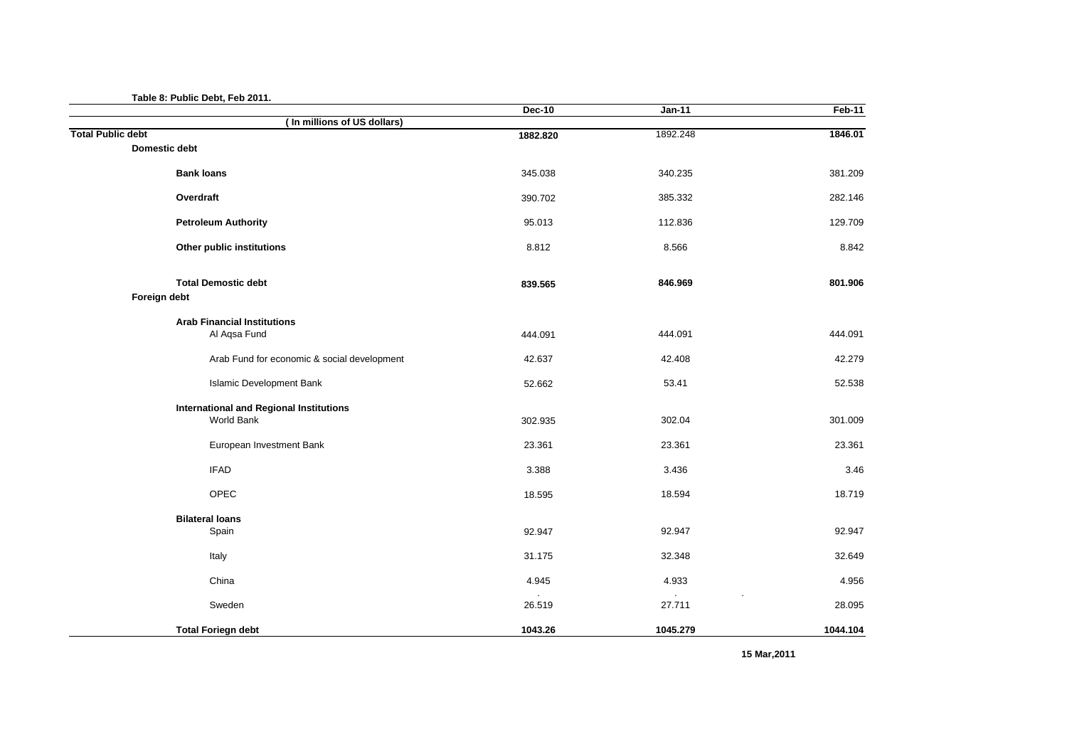**Table 8: Public Debt, Feb 2011.**

| (In millions of US dollars) | Dec-10 | Jan-11 | Feb-11 |
|---|---|---|---|
| **Total Public debt** | **1882.820** | 1892.248 | **1846.01** |
| **Domestic debt** | | | |
| **Bank loans** | 345.038 | 340.235 | 381.209 |
| **Overdraft** | 390.702 | 385.332 | 282.146 |
| **Petroleum Authority** | 95.013 | 112.836 | 129.709 |
| **Other public institutions** | 8.812 | 8.566 | 8.842 |
| **Total Demostic debt** | **839.565** | **846.969** | **801.906** |
| **Foreign debt** | | | |
| **Arab Financial Institutions** | | | |
| Al Aqsa Fund | 444.091 | 444.091 | 444.091 |
| Arab Fund for economic & social development | 42.637 | 42.408 | 42.279 |
| Islamic Development Bank | 52.662 | 53.41 | 52.538 |
| **International and Regional Institutions** | | | |
| World Bank | 302.935 | 302.04 | 301.009 |
| European Investment Bank | 23.361 | 23.361 | 23.361 |
| IFAD | 3.388 | 3.436 | 3.46 |
| OPEC | 18.595 | 18.594 | 18.719 |
| **Bilateral loans** | | | |
| Spain | 92.947 | 92.947 | 92.947 |
| Italy | 31.175 | 32.348 | 32.649 |
| China | 4.945 | 4.933 | 4.956 |
| Sweden | 26.519 | 27.711 | 28.095 |
| **Total Foriegn debt** | **1043.26** | **1045.279** | **1044.104** |

**15 Mar,2011**